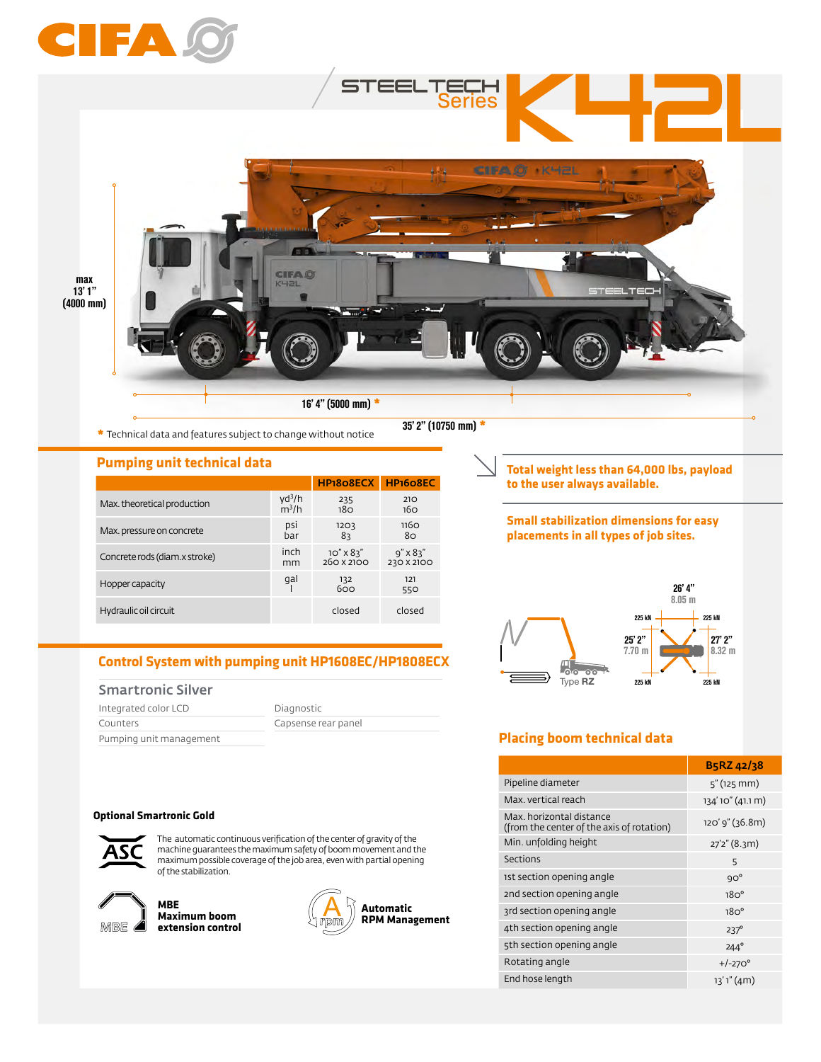# CIFA

## STEELTECH Series K42L

max 13' 1" (4000 mm)

16' 4" (5000 mm) *

35' 2" (10750 mm) *

* Technical data and features subject to change without notice

## Pumping unit technical data

| | | HP1808ECX | HP1608EC |
|---|---|---|---|
| Max. theoretical production | $yd^3/h$<br>$m^3/h$ | 235<br>180 | 210<br>160 |
| Max. pressure on concrete | psi<br>bar | 1203<br>83 | 1160<br>80 |
| Concrete rods (diam.x stroke) | inch<br>mm | 10" x 83"<br>260 x 2100 | 9" x 83"<br>230 x 2100 |
| Hopper capacity | gal<br>l | 132<br>600 | 121<br>550 |
| Hydraulic oil circuit | | closed | closed |

## Control System with pumping unit HP1608EC/HP1808ECX

### Smartronic Silver

- Integrated color LCD
- Counters
- Pumping unit management
- Diagnostic
- Capsense rear panel

### Optional Smartronic Gold

**ASC** — The automatic continuous verification of the center of gravity of the machine guarantees the maximum safety of boom movement and the maximum possible coverage of the job area, even with partial opening of the stabilization.

**MBE Maximum boom extension control**

**Automatic RPM Management**

**Total weight less than 64,000 lbs, payload to the user always available.**

**Small stabilization dimensions for easy placements in all types of job sites.**

Type RZ

26' 4" 8.05 m

25' 2" 7.70 m

27' 2" 8.32 m

225 kN / 225 kN / 225 kN / 225 kN

## Placing boom technical data

| | B5RZ 42/38 |
|---|---|
| Pipeline diameter | 5" (125 mm) |
| Max. vertical reach | 134' 10" (41.1 m) |
| Max. horizontal distance<br>(from the center of the axis of rotation) | 120' 9" (36.8m) |
| Min. unfolding height | 27'2" (8.3m) |
| Sections | 5 |
| 1st section opening angle | 90° |
| 2nd section opening angle | 180° |
| 3rd section opening angle | 180° |
| 4th section opening angle | 237° |
| 5th section opening angle | 244° |
| Rotating angle | +/-270° |
| End hose length | 13' 1" (4m) |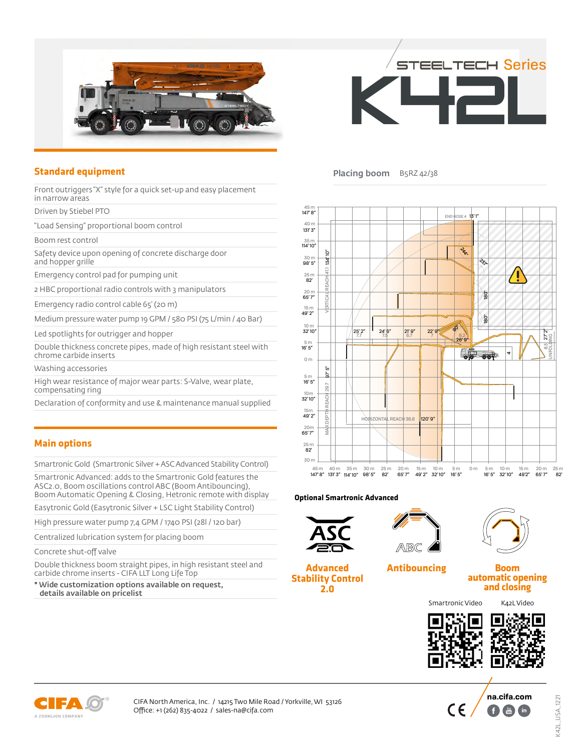# STEELTECH Series K42L

## Standard equipment

- Front outriggers "X" style for a quick set-up and easy placement in narrow areas
- Driven by Stiebel PTO
- "Load Sensing" proportional boom control
- Boom rest control
- Safety device upon opening of concrete discharge door and hopper grille
- Emergency control pad for pumping unit
- 2 HBC proportional radio controls with 3 manipulators
- Emergency radio control cable 65' (20 m)
- Medium pressure water pump 19 GPM / 580 PSI (75 L/min / 40 Bar)
- Led spotlights for outrigger and hopper
- Double thickness concrete pipes, made of high resistant steel with chrome carbide inserts
- Washing accessories
- High wear resistance of major wear parts: S-Valve, wear plate, compensating ring
- Declaration of conformity and use & maintenance manual supplied

## Main options

- Smartronic Gold (Smartronic Silver + ASC Advanced Stability Control)
- Smartronic Advanced: adds to the Smartronic Gold features the ASC2.0, Boom oscillations control ABC (Boom Antibouncing), Boom Automatic Opening & Closing, Hetronic remote with display
- Easytronic Gold (Easytronic Silver + LSC Light Stability Control)
- High pressure water pump 7,4 GPM / 1740 PSI (28l / 120 bar)
- Centralized lubrication system for placing boom
- Concrete shut-off valve
- Double thickness boom straight pipes, in high resistant steel and carbide chrome inserts - CIFA LLT Long Life Top

\* Wide customization options available on request, details available on pricelist

## Placing boom B5RZ 42/38

END HOSE 4 13'1"
VERTICAL REACH 41.1 134'10"
MAX DEPTH REACH 29.7 97'5"
HORIZONTAL REACH 36.8 120'9"
244° 237° 180° 180° 90°
25'2" 7.7
24'6" 7.5
21'9" 6.7
22'9" 7
8.2 26'9"
8.3 27'2" UNFOLDING
4

45 m 147'8" · 40 m 131'3" · 35 m 114'10" · 30 m 98'5" · 25 m 82' · 20 m 65'7" · 15 m 49'2" · 10 m 32'10" · 5 m 16'5" · 0 m

## Optional Smartronic Advanced

**Advanced Stability Control 2.0**

**Antibouncing**

**Boom automatic opening and closing**

Smartronic Video

K42L Video

CIFA North America, Inc. / 14215 Two Mile Road / Yorkville, WI 53126
Office: +1 (262) 835-4022 / sales-na@cifa.com

na.cifa.com

K42L_USA_1221